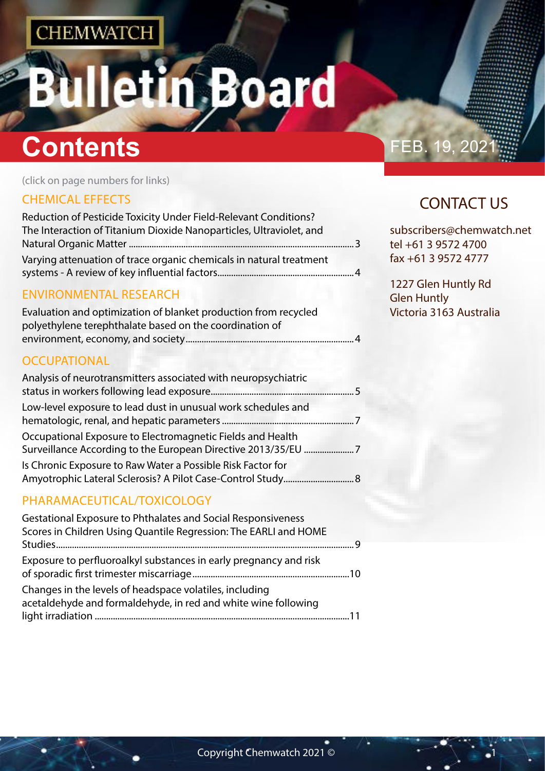CHEMWATCH

# Bulletin Board

# Contents

FEB. 19, 2021

(click on page numbers for links)

## CHEMICAL EFFECTS

Reduction of Pesticide Toxicity Under Field-Relevant Conditions? The Interaction of Titanium Dioxide Nanoparticles, Ultraviolet, and Natural Organic Matter ... 3

Varying attenuation of trace organic chemicals in natural treatment systems - A review of key influential factors ... 4

## ENVIRONMENTAL RESEARCH

Evaluation and optimization of blanket production from recycled polyethylene terephthalate based on the coordination of environment, economy, and society ... 4

## OCCUPATIONAL

Analysis of neurotransmitters associated with neuropsychiatric status in workers following lead exposure ... 5

Low-level exposure to lead dust in unusual work schedules and hematologic, renal, and hepatic parameters ... 7

Occupational Exposure to Electromagnetic Fields and Health Surveillance According to the European Directive 2013/35/EU ... 7

Is Chronic Exposure to Raw Water a Possible Risk Factor for Amyotrophic Lateral Sclerosis? A Pilot Case-Control Study ... 8

## PHARAMACEUTICAL/TOXICOLOGY

Gestational Exposure to Phthalates and Social Responsiveness Scores in Children Using Quantile Regression: The EARLI and HOME Studies ... 9

Exposure to perfluoroalkyl substances in early pregnancy and risk of sporadic first trimester miscarriage ... 10

Changes in the levels of headspace volatiles, including acetaldehyde and formaldehyde, in red and white wine following light irradiation ... 11

## CONTACT US

subscribers@chemwatch.net
tel +61 3 9572 4700
fax +61 3 9572 4777

1227 Glen Huntly Rd
Glen Huntly
Victoria 3163 Australia

Copyright Chemwatch 2021 ©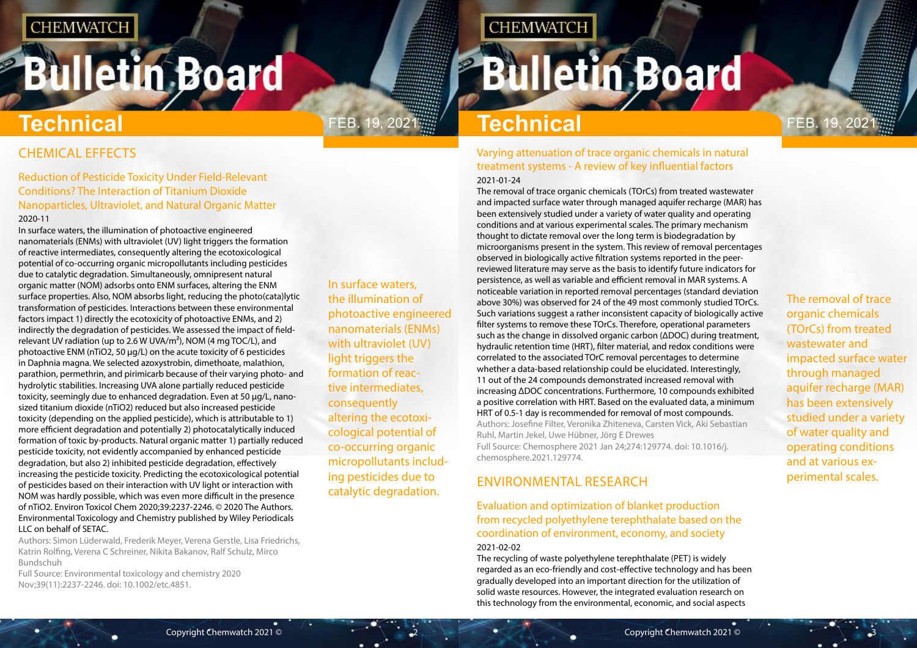## CHEMICAL EFFECTS

### Reduction of Pesticide Toxicity Under Field-Relevant Conditions? The Interaction of Titanium Dioxide Nanoparticles, Ultraviolet, and Natural Organic Matter

2020-11

In surface waters, the illumination of photoactive engineered nanomaterials (ENMs) with ultraviolet (UV) light triggers the formation of reactive intermediates, consequently altering the ecotoxicological potential of co-occurring organic micropollutants including pesticides due to catalytic degradation. Simultaneously, omnipresent natural organic matter (NOM) adsorbs onto ENM surfaces, altering the ENM surface properties. Also, NOM absorbs light, reducing the photo(cata)lytic transformation of pesticides. Interactions between these environmental factors impact 1) directly the ecotoxicity of photoactive ENMs, and 2) indirectly the degradation of pesticides. We assessed the impact of field-relevant UV radiation (up to 2.6 W UVA/m²), NOM (4 mg TOC/L), and photoactive ENM (nTiO2, 50 µg/L) on the acute toxicity of 6 pesticides in Daphnia magna. We selected azoxystrobin, dimethoate, malathion, parathion, permethrin, and pirimicarb because of their varying photo- and hydrolytic stabilities. Increasing UVA alone partially reduced pesticide toxicity, seemingly due to enhanced degradation. Even at 50 µg/L, nano-sized titanium dioxide (nTiO2) reduced but also increased pesticide toxicity (depending on the applied pesticide), which is attributable to 1) more efficient degradation and potentially 2) photocatalytically induced formation of toxic by-products. Natural organic matter 1) partially reduced pesticide toxicity, not evidently accompanied by enhanced pesticide degradation, but also 2) inhibited pesticide degradation, effectively increasing the pesticide toxicity. Predicting the ecotoxicological potential of pesticides based on their interaction with UV light or interaction with NOM was hardly possible, which was even more difficult in the presence of nTiO2. Environ Toxicol Chem 2020;39:2237-2246. © 2020 The Authors. Environmental Toxicology and Chemistry published by Wiley Periodicals LLC on behalf of SETAC.

Authors: Simon Lüderwald, Frederik Meyer, Verena Gerstle, Lisa Friedrichs, Katrin Rolfing, Verena C Schreiner, Nikita Bakanov, Ralf Schulz, Mirco Bundschuh

Full Source: Environmental toxicology and chemistry 2020 Nov;39(11):2237-2246. doi: 10.1002/etc.4851.

### Varying attenuation of trace organic chemicals in natural treatment systems - A review of key influential factors

2021-01-24

The removal of trace organic chemicals (TOrCs) from treated wastewater and impacted surface water through managed aquifer recharge (MAR) has been extensively studied under a variety of water quality and operating conditions and at various experimental scales. The primary mechanism thought to dictate removal over the long term is biodegradation by microorganisms present in the system. This review of removal percentages observed in biologically active filtration systems reported in the peer-reviewed literature may serve as the basis to identify future indicators for persistence, as well as variable and efficient removal in MAR systems. A noticeable variation in reported removal percentages (standard deviation above 30%) was observed for 24 of the 49 most commonly studied TOrCs. Such variations suggest a rather inconsistent capacity of biologically active filter systems to remove these TOrCs. Therefore, operational parameters such as the change in dissolved organic carbon (ΔDOC) during treatment, hydraulic retention time (HRT), filter material, and redox conditions were correlated to the associated TOrC removal percentages to determine whether a data-based relationship could be elucidated. Interestingly, 11 out of the 24 compounds demonstrated increased removal with increasing ΔDOC concentrations. Furthermore, 10 compounds exhibited a positive correlation with HRT. Based on the evaluated data, a minimum HRT of 0.5-1 day is recommended for removal of most compounds.

Authors: Josefine Filter, Veronika Zhiteneva, Carsten Vick, Aki Sebastian Ruhl, Martin Jekel, Uwe Hübner, Jörg E Drewes

Full Source: Chemosphere 2021 Jan 24;274:129774. doi: 10.1016/j.chemosphere.2021.129774.

## ENVIRONMENTAL RESEARCH

### Evaluation and optimization of blanket production from recycled polyethylene terephthalate based on the coordination of environment, economy, and society

2021-02-02

The recycling of waste polyethylene terephthalate (PET) is widely regarded as an eco-friendly and cost-effective technology and has been gradually developed into an important direction for the utilization of solid waste resources. However, the integrated evaluation research on this technology from the environmental, economic, and social aspects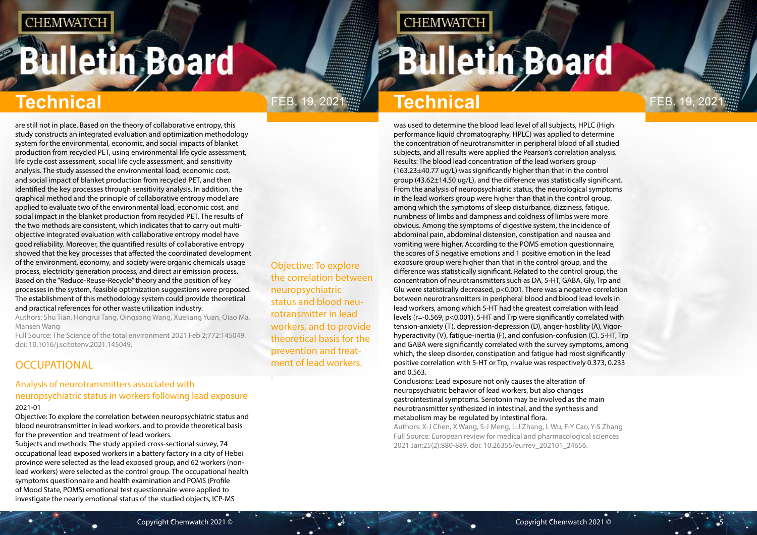are still not in place. Based on the theory of collaborative entropy, this study constructs an integrated evaluation and optimization methodology system for the environmental, economic, and social impacts of blanket production from recycled PET, using environmental life cycle assessment, life cycle cost assessment, social life cycle assessment, and sensitivity analysis. The study assessed the environmental load, economic cost, and social impact of blanket production from recycled PET, and then identified the key processes through sensitivity analysis. In addition, the graphical method and the principle of collaborative entropy model are applied to evaluate two of the environmental load, economic cost, and social impact in the blanket production from recycled PET. The results of the two methods are consistent, which indicates that to carry out multi-objective integrated evaluation with collaborative entropy model have good reliability. Moreover, the quantified results of collaborative entropy showed that the key processes that affected the coordinated development of the environment, economy, and society were organic chemicals usage process, electricity generation process, and direct air emission process. Based on the "Reduce-Reuse-Recycle" theory and the position of key processes in the system, feasible optimization suggestions were proposed. The establishment of this methodology system could provide theoretical and practical references for other waste utilization industry.

Authors: Shu Tian, Hongrui Tang, Qingsong Wang, Xueliang Yuan, Qiao Ma, Mansen Wang

Full Source: The Science of the total environment 2021 Feb 2;772:145049. doi: 10.1016/j.scitotenv.2021.145049.

## OCCUPATIONAL

### Analysis of neurotransmitters associated with neuropsychiatric status in workers following lead exposure

2021-01

Objective: To explore the correlation between neuropsychiatric status and blood neurotransmitter in lead workers, and to provide theoretical basis for the prevention and treatment of lead workers.

Subjects and methods: The study applied cross-sectional survey, 74 occupational lead exposed workers in a battery factory in a city of Hebei province were selected as the lead exposed group, and 62 workers (non-lead workers) were selected as the control group. The occupational health symptoms questionnaire and health examination and POMS (Profile of Mood State, POMS) emotional test questionnaire were applied to investigate the nearly emotional status of the studied objects, ICP-MS was used to determine the blood lead level of all subjects, HPLC (High performance liquid chromatography, HPLC) was applied to determine the concentration of neurotransmitter in peripheral blood of all studied subjects, and all results were applied the Pearson's correlation analysis.

Results: The blood lead concentration of the lead workers group (163.23±40.77 ug/L) was significantly higher than that in the control group (43.62±14.50 ug/L), and the difference was statistically significant. From the analysis of neuropsychiatric status, the neurological symptoms in the lead workers group were higher than that in the control group, among which the symptoms of sleep disturbance, dizziness, fatigue, numbness of limbs and dampness and coldness of limbs were more obvious. Among the symptoms of digestive system, the incidence of abdominal pain, abdominal distension, constipation and nausea and vomiting were higher. According to the POMS emotion questionnaire, the scores of 5 negative emotions and 1 positive emotion in the lead exposure group were higher than that in the control group, and the difference was statistically significant. Related to the control group, the concentration of neurotransmitters such as DA, 5-HT, GABA, Gly, Trp and Glu were statistically decreased, $p<0.001$. There was a negative correlation between neurotransmitters in peripheral blood and blood lead levels in lead workers, among which 5-HT had the greatest correlation with lead levels ($r=-0.569$, $p<0.001$). 5-HT and Trp were significantly correlated with tension-anxiety (T), depression-depression (D), anger-hostility (A), Vigor-hyperactivity (V), fatigue-inertia (F), and confusion-confusion (C). 5-HT, Trp and GABA were significantly correlated with the survey symptoms, among which, the sleep disorder, constipation and fatigue had most significantly positive correlation with 5-HT or Trp, r-value was respectively 0.373, 0.233 and 0.563.

Conclusions: Lead exposure not only causes the alteration of neuropsychiatric behavior of lead workers, but also changes gastrointestinal symptoms. Serotonin may be involved as the main neurotransmitter synthesized in intestinal, and the synthesis and metabolism may be regulated by intestinal flora.

Authors: X-J Chen, X Wang, S-J Meng, L-J Zhang, L Wu, F-Y Cao, Y-S Zhang

Full Source: European review for medical and pharmacological sciences 2021 Jan;25(2):880-889. doi: 10.26355/eurrev_202101_24656.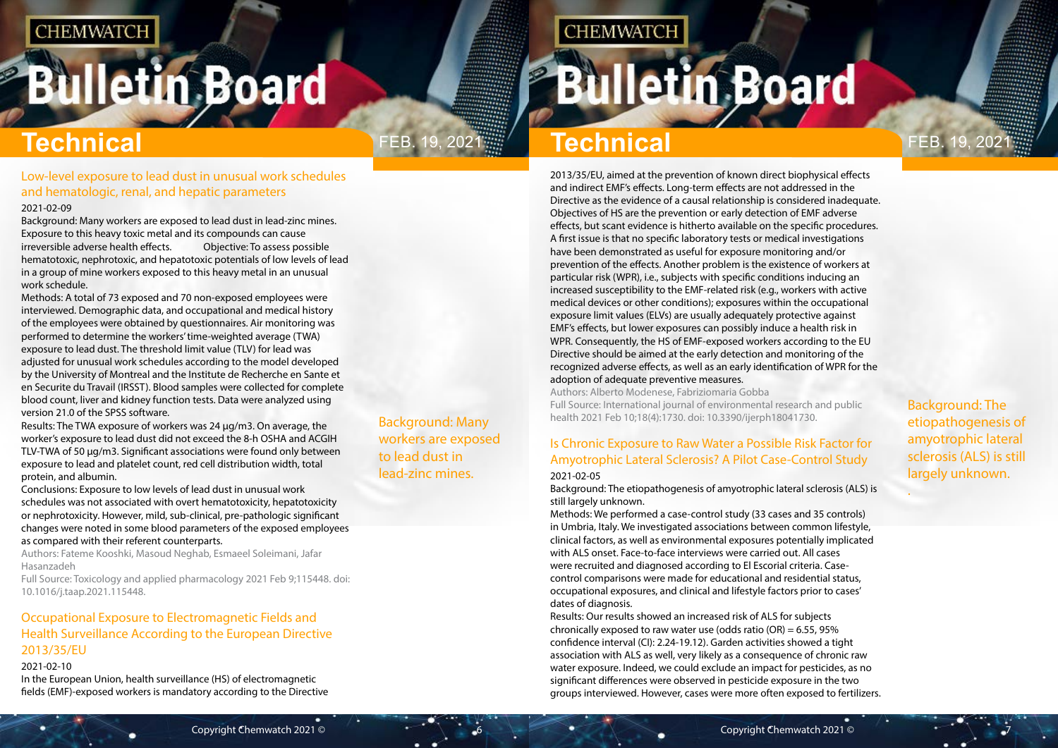## Low-level exposure to lead dust in unusual work schedules and hematologic, renal, and hepatic parameters

2021-02-09

Background: Many workers are exposed to lead dust in lead-zinc mines. Exposure to this heavy toxic metal and its compounds can cause irreversible adverse health effects. Objective: To assess possible hematotoxic, nephrotoxic, and hepatotoxic potentials of low levels of lead in a group of mine workers exposed to this heavy metal in an unusual work schedule.

Methods: A total of 73 exposed and 70 non-exposed employees were interviewed. Demographic data, and occupational and medical history of the employees were obtained by questionnaires. Air monitoring was performed to determine the workers' time-weighted average (TWA) exposure to lead dust. The threshold limit value (TLV) for lead was adjusted for unusual work schedules according to the model developed by the University of Montreal and the Institute de Recherche en Sante et en Securite du Travail (IRSST). Blood samples were collected for complete blood count, liver and kidney function tests. Data were analyzed using version 21.0 of the SPSS software.

Results: The TWA exposure of workers was 24 µg/m3. On average, the worker's exposure to lead dust did not exceed the 8-h OSHA and ACGIH TLV-TWA of 50 µg/m3. Significant associations were found only between exposure to lead and platelet count, red cell distribution width, total protein, and albumin.

Conclusions: Exposure to low levels of lead dust in unusual work schedules was not associated with overt hematotoxicity, hepatotoxicity or nephrotoxicity. However, mild, sub-clinical, pre-pathologic significant changes were noted in some blood parameters of the exposed employees as compared with their referent counterparts.

Authors: Fateme Kooshki, Masoud Neghab, Esmaeel Soleimani, Jafar Hasanzadeh

Full Source: Toxicology and applied pharmacology 2021 Feb 9;115448. doi: 10.1016/j.taap.2021.115448.

Background: Many workers are exposed to lead dust in lead-zinc mines.

## Occupational Exposure to Electromagnetic Fields and Health Surveillance According to the European Directive 2013/35/EU

2021-02-10

In the European Union, health surveillance (HS) of electromagnetic fields (EMF)-exposed workers is mandatory according to the Directive 2013/35/EU, aimed at the prevention of known direct biophysical effects and indirect EMF's effects. Long-term effects are not addressed in the Directive as the evidence of a causal relationship is considered inadequate. Objectives of HS are the prevention or early detection of EMF adverse effects, but scant evidence is hitherto available on the specific procedures. A first issue is that no specific laboratory tests or medical investigations have been demonstrated as useful for exposure monitoring and/or prevention of the effects. Another problem is the existence of workers at particular risk (WPR), i.e., subjects with specific conditions inducing an increased susceptibility to the EMF-related risk (e.g., workers with active medical devices or other conditions); exposures within the occupational exposure limit values (ELVs) are usually adequately protective against EMF's effects, but lower exposures can possibly induce a health risk in WPR. Consequently, the HS of EMF-exposed workers according to the EU Directive should be aimed at the early detection and monitoring of the recognized adverse effects, as well as an early identification of WPR for the adoption of adequate preventive measures.

Authors: Alberto Modenese, Fabriziomaria Gobba

Full Source: International journal of environmental research and public health 2021 Feb 10;18(4):1730. doi: 10.3390/ijerph18041730.

## Is Chronic Exposure to Raw Water a Possible Risk Factor for Amyotrophic Lateral Sclerosis? A Pilot Case-Control Study

2021-02-05

Background: The etiopathogenesis of amyotrophic lateral sclerosis (ALS) is still largely unknown.

Methods: We performed a case-control study (33 cases and 35 controls) in Umbria, Italy. We investigated associations between common lifestyle, clinical factors, as well as environmental exposures potentially implicated with ALS onset. Face-to-face interviews were carried out. All cases were recruited and diagnosed according to El Escorial criteria. Case-control comparisons were made for educational and residential status, occupational exposures, and clinical and lifestyle factors prior to cases' dates of diagnosis.

Results: Our results showed an increased risk of ALS for subjects chronically exposed to raw water use (odds ratio (OR) = 6.55, 95% confidence interval (CI): 2.24-19.12). Garden activities showed a tight association with ALS as well, very likely as a consequence of chronic raw water exposure. Indeed, we could exclude an impact for pesticides, as no significant differences were observed in pesticide exposure in the two groups interviewed. However, cases were more often exposed to fertilizers.

Background: The etiopathogenesis of amyotrophic lateral sclerosis (ALS) is still largely unknown.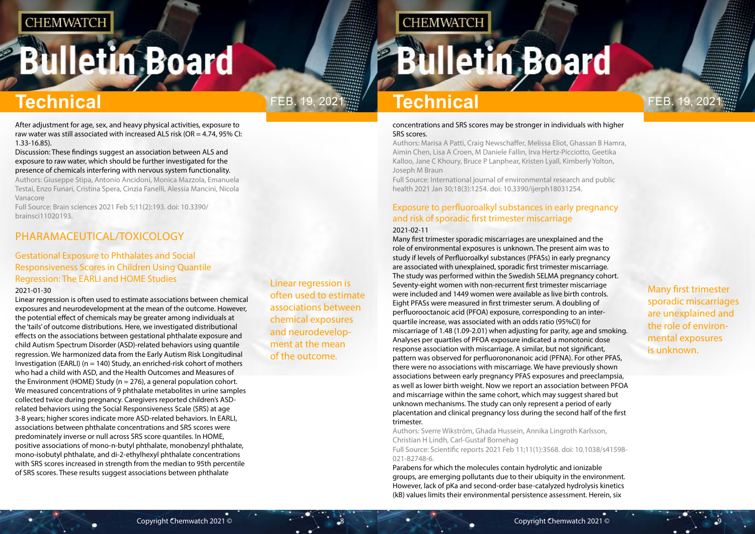After adjustment for age, sex, and heavy physical activities, exposure to raw water was still associated with increased ALS risk (OR = 4.74, 95% CI: 1.33-16.85).

Discussion: These findings suggest an association between ALS and exposure to raw water, which should be further investigated for the presence of chemicals interfering with nervous system functionality.

Authors: Giuseppe Stipa, Antonio Ancidoni, Monica Mazzola, Emanuela Testai, Enzo Funari, Cristina Spera, Cinzia Fanelli, Alessia Mancini, Nicola Vanacore

Full Source: Brain sciences 2021 Feb 5;11(2):193. doi: 10.3390/brainsci11020193.

## PHARAMACEUTICAL/TOXICOLOGY

### Gestational Exposure to Phthalates and Social Responsiveness Scores in Children Using Quantile Regression: The EARLI and HOME Studies

2021-01-30

Linear regression is often used to estimate associations between chemical exposures and neurodevelopment at the mean of the outcome. However, the potential effect of chemicals may be greater among individuals at the 'tails' of outcome distributions. Here, we investigated distributional effects on the associations between gestational phthalate exposure and child Autism Spectrum Disorder (ASD)-related behaviors using quantile regression. We harmonized data from the Early Autism Risk Longitudinal Investigation (EARLI) (n = 140) Study, an enriched-risk cohort of mothers who had a child with ASD, and the Health Outcomes and Measures of the Environment (HOME) Study (n = 276), a general population cohort. We measured concentrations of 9 phthalate metabolites in urine samples collected twice during pregnancy. Caregivers reported children's ASD-related behaviors using the Social Responsiveness Scale (SRS) at age 3-8 years; higher scores indicate more ASD-related behaviors. In EARLI, associations between phthalate concentrations and SRS scores were predominately inverse or null across SRS score quantiles. In HOME, positive associations of mono-n-butyl phthalate, monobenzyl phthalate, mono-isobutyl phthalate, and di-2-ethylhexyl phthalate concentrations with SRS scores increased in strength from the median to 95th percentile of SRS scores. These results suggest associations between phthalate concentrations and SRS scores may be stronger in individuals with higher SRS scores.

Authors: Marisa A Patti, Craig Newschaffer, Melissa Eliot, Ghassan B Hamra, Aimin Chen, Lisa A Croen, M Daniele Fallin, Irva Hertz-Picciotto, Geetika Kalloo, Jane C Khoury, Bruce P Lanphear, Kristen Lyall, Kimberly Yolton, Joseph M Braun

Full Source: International journal of environmental research and public health 2021 Jan 30;18(3):1254. doi: 10.3390/ijerph18031254.

### Exposure to perfluoroalkyl substances in early pregnancy and risk of sporadic first trimester miscarriage

2021-02-11

Many first trimester sporadic miscarriages are unexplained and the role of environmental exposures is unknown. The present aim was to study if levels of Perfluoroalkyl substances (PFASs) in early pregnancy are associated with unexplained, sporadic first trimester miscarriage. The study was performed within the Swedish SELMA pregnancy cohort. Seventy-eight women with non-recurrent first trimester miscarriage were included and 1449 women were available as live birth controls. Eight PFASs were measured in first trimester serum. A doubling of perfluorooctanoic acid (PFOA) exposure, corresponding to an inter-quartile increase, was associated with an odds ratio (95%CI) for miscarriage of 1.48 (1.09-2.01) when adjusting for parity, age and smoking. Analyses per quartiles of PFOA exposure indicated a monotonic dose response association with miscarriage. A similar, but not significant, pattern was observed for perfluorononanoic acid (PFNA). For other PFAS, there were no associations with miscarriage. We have previously shown associations between early pregnancy PFAS exposures and preeclampsia, as well as lower birth weight. Now we report an association between PFOA and miscarriage within the same cohort, which may suggest shared but unknown mechanisms. The study can only represent a period of early placentation and clinical pregnancy loss during the second half of the first trimester.

Authors: Sverre Wikström, Ghada Hussein, Annika Lingroth Karlsson, Christian H Lindh, Carl-Gustaf Bornehag

Full Source: Scientific reports 2021 Feb 11;11(1):3568. doi: 10.1038/s41598-021-82748-6.

Parabens for which the molecules contain hydrolytic and ionizable groups, are emerging pollutants due to their ubiquity in the environment. However, lack of pKa and second-order base-catalyzed hydrolysis kinetics (kB) values limits their environmental persistence assessment. Herein, six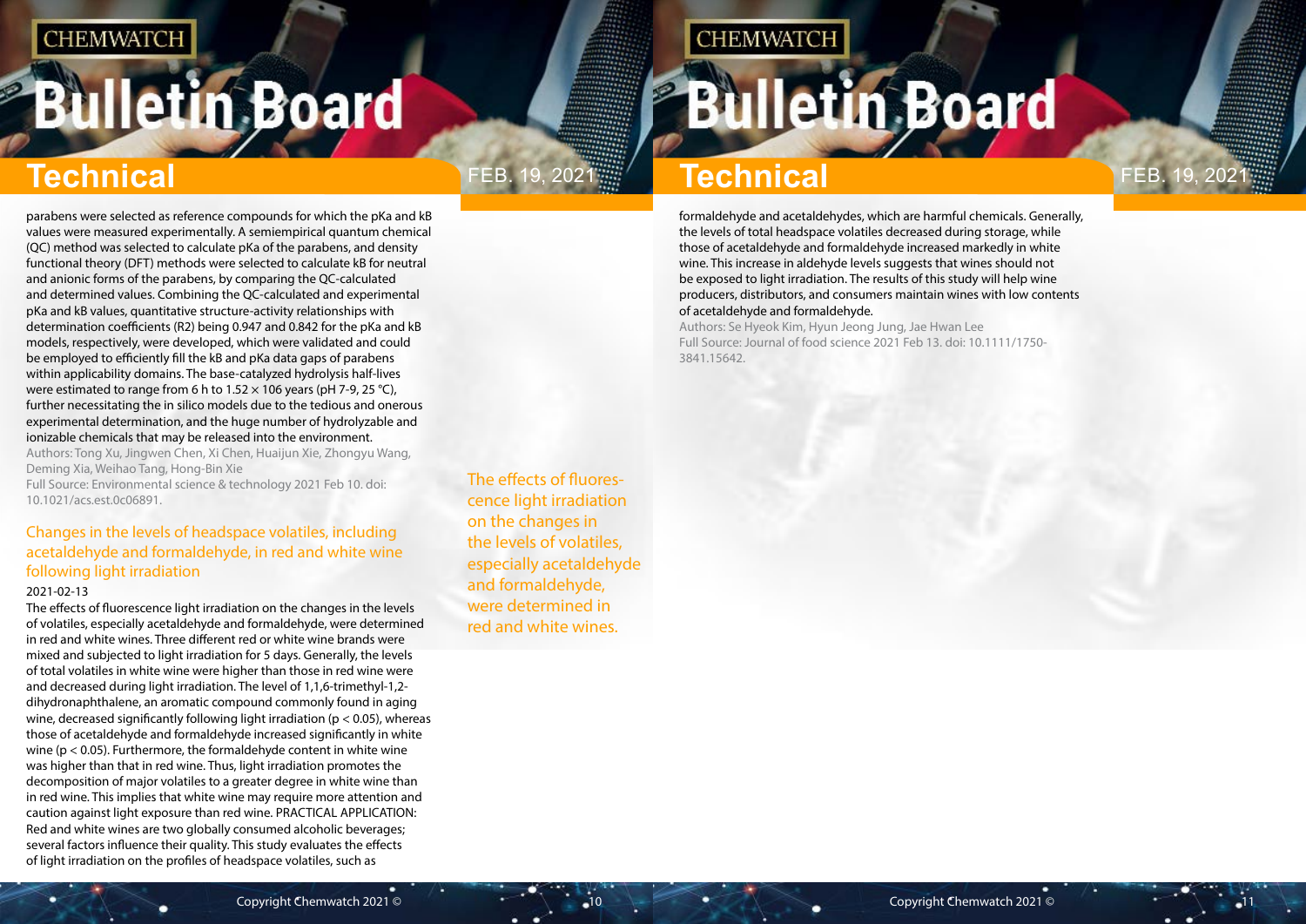parabens were selected as reference compounds for which the pKa and kB values were measured experimentally. A semiempirical quantum chemical (QC) method was selected to calculate pKa of the parabens, and density functional theory (DFT) methods were selected to calculate kB for neutral and anionic forms of the parabens, by comparing the QC-calculated and determined values. Combining the QC-calculated and experimental pKa and kB values, quantitative structure-activity relationships with determination coefficients ($R^2$) being 0.947 and 0.842 for the pKa and kB models, respectively, were developed, which were validated and could be employed to efficiently fill the kB and pKa data gaps of parabens within applicability domains. The base-catalyzed hydrolysis half-lives were estimated to range from 6 h to $1.52 \times 10^6$ years (pH 7-9, 25 °C), further necessitating the in silico models due to the tedious and onerous experimental determination, and the huge number of hydrolyzable and ionizable chemicals that may be released into the environment.

Authors: Tong Xu, Jingwen Chen, Xi Chen, Huaijun Xie, Zhongyu Wang, Deming Xia, Weihao Tang, Hong-Bin Xie

Full Source: Environmental science & technology 2021 Feb 10. doi: 10.1021/acs.est.0c06891.

## Changes in the levels of headspace volatiles, including acetaldehyde and formaldehyde, in red and white wine following light irradiation

2021-02-13

The effects of fluorescence light irradiation on the changes in the levels of volatiles, especially acetaldehyde and formaldehyde, were determined in red and white wines. Three different red or white wine brands were mixed and subjected to light irradiation for 5 days. Generally, the levels of total volatiles in white wine were higher than those in red wine were and decreased during light irradiation. The level of 1,1,6-trimethyl-1,2-dihydronaphthalene, an aromatic compound commonly found in aging wine, decreased significantly following light irradiation ($p < 0.05$), whereas those of acetaldehyde and formaldehyde increased significantly in white wine ($p < 0.05$). Furthermore, the formaldehyde content in white wine was higher than that in red wine. Thus, light irradiation promotes the decomposition of major volatiles to a greater degree in white wine than in red wine. This implies that white wine may require more attention and caution against light exposure than red wine. PRACTICAL APPLICATION: Red and white wines are two globally consumed alcoholic beverages; several factors influence their quality. This study evaluates the effects of light irradiation on the profiles of headspace volatiles, such as formaldehyde and acetaldehydes, which are harmful chemicals. Generally, the levels of total headspace volatiles decreased during storage, while those of acetaldehyde and formaldehyde increased markedly in white wine. This increase in aldehyde levels suggests that wines should not be exposed to light irradiation. The results of this study will help wine producers, distributors, and consumers maintain wines with low contents of acetaldehyde and formaldehyde.

Authors: Se Hyeok Kim, Hyun Jeong Jung, Jae Hwan Lee

Full Source: Journal of food science 2021 Feb 13. doi: 10.1111/1750-3841.15642.